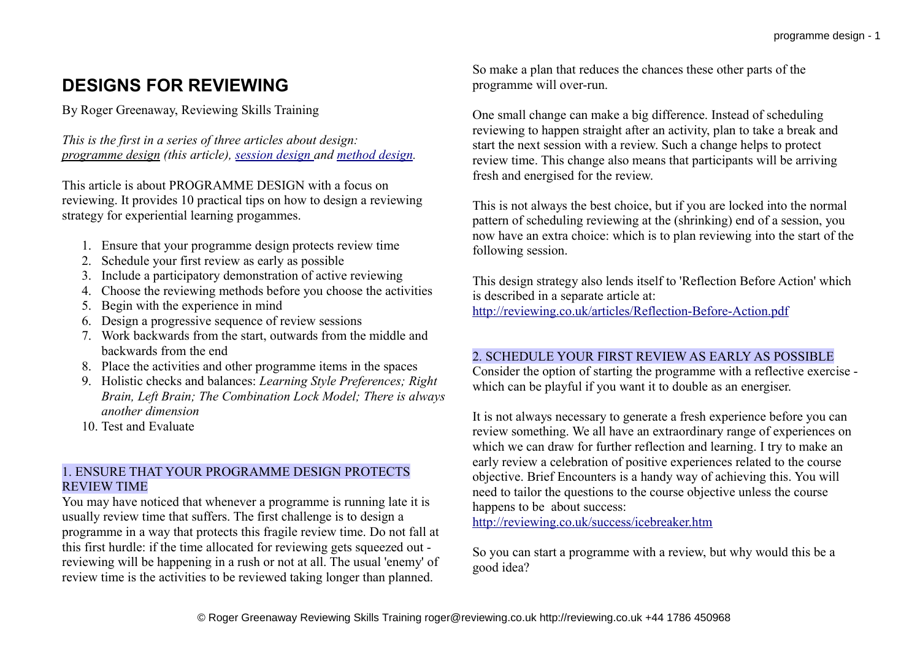# DESIGNS FOR REVIEWING

By Roger Greenaway, Reviewing Skills Training

*This is the first in a series of three articles about design: programme design (this article), session design and method design.*

This article is about PROGRAMME DESIGN with a focus on reviewing. It provides 10 practical tips on how to design a reviewing strategy for experiential learning progammes.

1. Ensure that your programme design protects review time
2. Schedule your first review as early as possible
3. Include a participatory demonstration of active reviewing
4. Choose the reviewing methods before you choose the activities
5. Begin with the experience in mind
6. Design a progressive sequence of review sessions
7. Work backwards from the start, outwards from the middle and backwards from the end
8. Place the activities and other programme items in the spaces
9. Holistic checks and balances: *Learning Style Preferences; Right Brain, Left Brain; The Combination Lock Model; There is always another dimension*
10. Test and Evaluate

## 1. ENSURE THAT YOUR PROGRAMME DESIGN PROTECTS REVIEW TIME

You may have noticed that whenever a programme is running late it is usually review time that suffers. The first challenge is to design a programme in a way that protects this fragile review time. Do not fall at this first hurdle: if the time allocated for reviewing gets squeezed out - reviewing will be happening in a rush or not at all. The usual 'enemy' of review time is the activities to be reviewed taking longer than planned. So make a plan that reduces the chances these other parts of the programme will over-run.

One small change can make a big difference. Instead of scheduling reviewing to happen straight after an activity, plan to take a break and start the next session with a review. Such a change helps to protect review time. This change also means that participants will be arriving fresh and energised for the review.

This is not always the best choice, but if you are locked into the normal pattern of scheduling reviewing at the (shrinking) end of a session, you now have an extra choice: which is to plan reviewing into the start of the following session.

This design strategy also lends itself to 'Reflection Before Action' which is described in a separate article at:
http://reviewing.co.uk/articles/Reflection-Before-Action.pdf

## 2. SCHEDULE YOUR FIRST REVIEW AS EARLY AS POSSIBLE

Consider the option of starting the programme with a reflective exercise - which can be playful if you want it to double as an energiser.

It is not always necessary to generate a fresh experience before you can review something. We all have an extraordinary range of experiences on which we can draw for further reflection and learning. I try to make an early review a celebration of positive experiences related to the course objective. Brief Encounters is a handy way of achieving this. You will need to tailor the questions to the course objective unless the course happens to be about success:
http://reviewing.co.uk/success/icebreaker.htm

So you can start a programme with a review, but why would this be a good idea?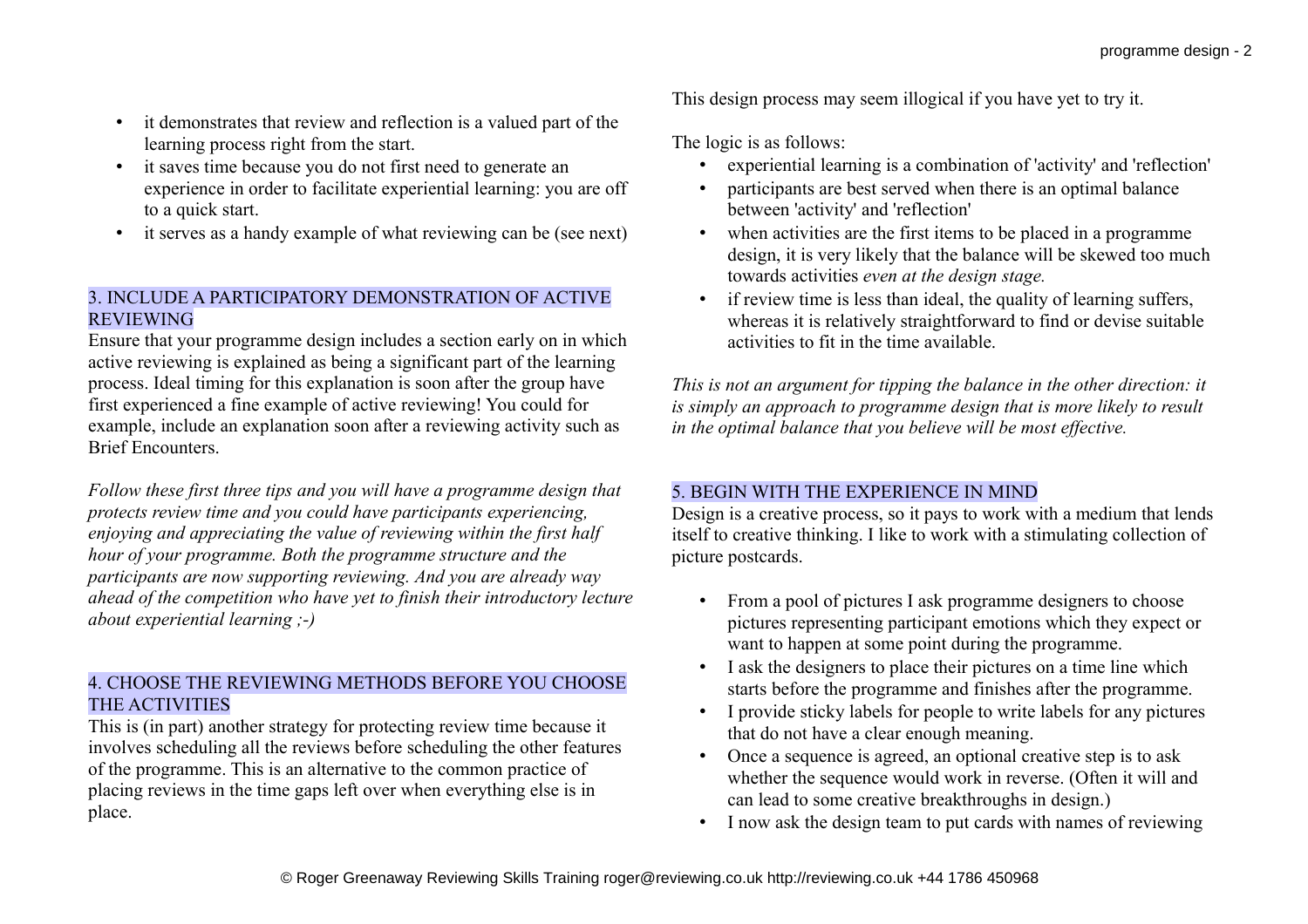- it demonstrates that review and reflection is a valued part of the learning process right from the start.
- it saves time because you do not first need to generate an experience in order to facilitate experiential learning: you are off to a quick start.
- it serves as a handy example of what reviewing can be (see next)

## 3. INCLUDE A PARTICIPATORY DEMONSTRATION OF ACTIVE REVIEWING

Ensure that your programme design includes a section early on in which active reviewing is explained as being a significant part of the learning process. Ideal timing for this explanation is soon after the group have first experienced a fine example of active reviewing! You could for example, include an explanation soon after a reviewing activity such as Brief Encounters.

*Follow these first three tips and you will have a programme design that protects review time and you could have participants experiencing, enjoying and appreciating the value of reviewing within the first half hour of your programme. Both the programme structure and the participants are now supporting reviewing. And you are already way ahead of the competition who have yet to finish their introductory lecture about experiential learning ;-)*

## 4. CHOOSE THE REVIEWING METHODS BEFORE YOU CHOOSE THE ACTIVITIES

This is (in part) another strategy for protecting review time because it involves scheduling all the reviews before scheduling the other features of the programme. This is an alternative to the common practice of placing reviews in the time gaps left over when everything else is in place.

This design process may seem illogical if you have yet to try it.

The logic is as follows:

- experiential learning is a combination of 'activity' and 'reflection'
- participants are best served when there is an optimal balance between 'activity' and 'reflection'
- when activities are the first items to be placed in a programme design, it is very likely that the balance will be skewed too much towards activities *even at the design stage.*
- if review time is less than ideal, the quality of learning suffers, whereas it is relatively straightforward to find or devise suitable activities to fit in the time available.

*This is not an argument for tipping the balance in the other direction: it is simply an approach to programme design that is more likely to result in the optimal balance that you believe will be most effective.*

## 5. BEGIN WITH THE EXPERIENCE IN MIND

Design is a creative process, so it pays to work with a medium that lends itself to creative thinking. I like to work with a stimulating collection of picture postcards.

- From a pool of pictures I ask programme designers to choose pictures representing participant emotions which they expect or want to happen at some point during the programme.
- I ask the designers to place their pictures on a time line which starts before the programme and finishes after the programme.
- I provide sticky labels for people to write labels for any pictures that do not have a clear enough meaning.
- Once a sequence is agreed, an optional creative step is to ask whether the sequence would work in reverse. (Often it will and can lead to some creative breakthroughs in design.)
- I now ask the design team to put cards with names of reviewing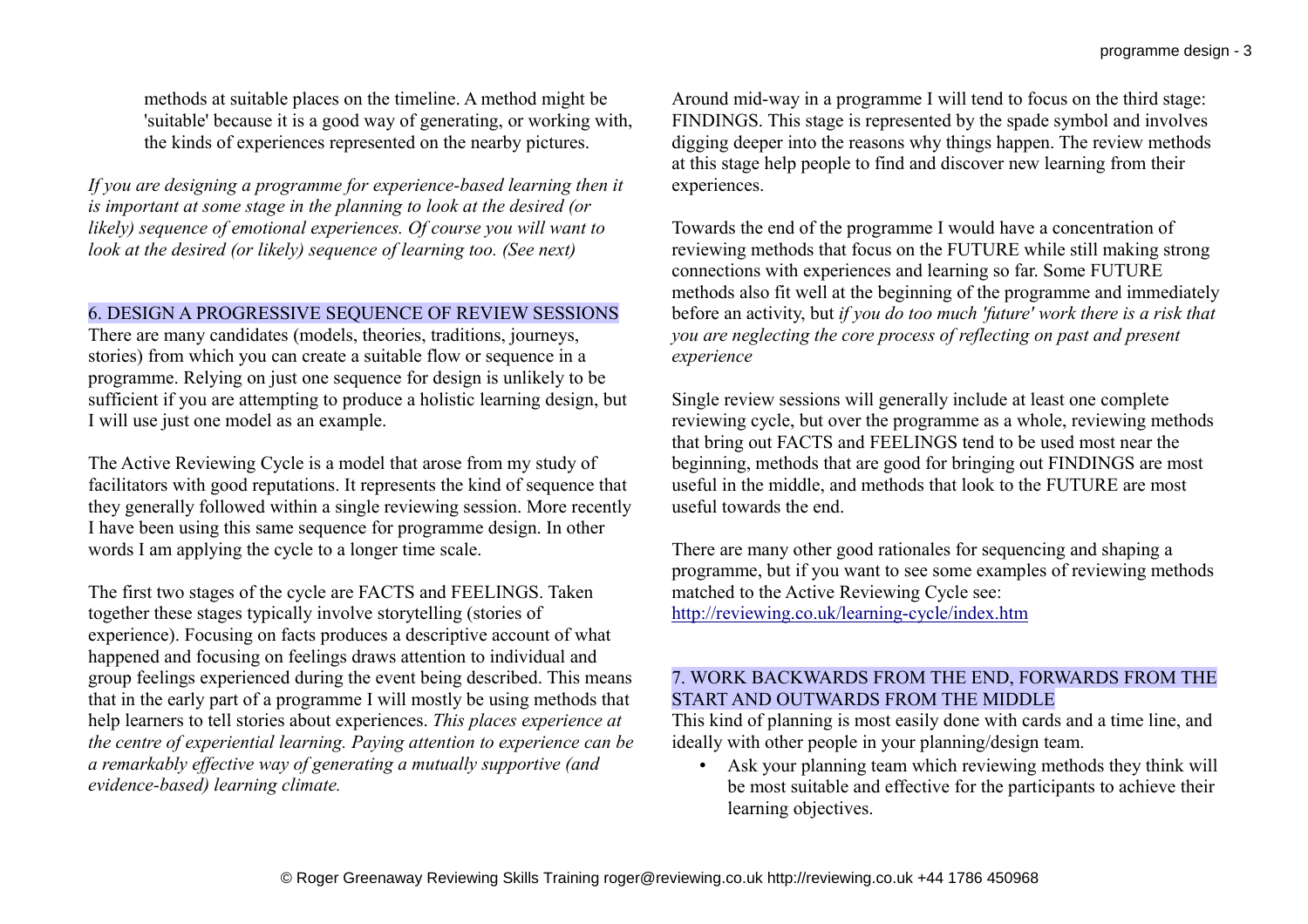methods at suitable places on the timeline. A method might be 'suitable' because it is a good way of generating, or working with, the kinds of experiences represented on the nearby pictures.

*If you are designing a programme for experience-based learning then it is important at some stage in the planning to look at the desired (or likely) sequence of emotional experiences. Of course you will want to look at the desired (or likely) sequence of learning too. (See next)*

## 6. DESIGN A PROGRESSIVE SEQUENCE OF REVIEW SESSIONS

There are many candidates (models, theories, traditions, journeys, stories) from which you can create a suitable flow or sequence in a programme. Relying on just one sequence for design is unlikely to be sufficient if you are attempting to produce a holistic learning design, but I will use just one model as an example.

The Active Reviewing Cycle is a model that arose from my study of facilitators with good reputations. It represents the kind of sequence that they generally followed within a single reviewing session. More recently I have been using this same sequence for programme design. In other words I am applying the cycle to a longer time scale.

The first two stages of the cycle are FACTS and FEELINGS. Taken together these stages typically involve storytelling (stories of experience). Focusing on facts produces a descriptive account of what happened and focusing on feelings draws attention to individual and group feelings experienced during the event being described. This means that in the early part of a programme I will mostly be using methods that help learners to tell stories about experiences. *This places experience at the centre of experiential learning. Paying attention to experience can be a remarkably effective way of generating a mutually supportive (and evidence-based) learning climate.*

Around mid-way in a programme I will tend to focus on the third stage: FINDINGS. This stage is represented by the spade symbol and involves digging deeper into the reasons why things happen. The review methods at this stage help people to find and discover new learning from their experiences.

Towards the end of the programme I would have a concentration of reviewing methods that focus on the FUTURE while still making strong connections with experiences and learning so far. Some FUTURE methods also fit well at the beginning of the programme and immediately before an activity, but *if you do too much 'future' work there is a risk that you are neglecting the core process of reflecting on past and present experience*

Single review sessions will generally include at least one complete reviewing cycle, but over the programme as a whole, reviewing methods that bring out FACTS and FEELINGS tend to be used most near the beginning, methods that are good for bringing out FINDINGS are most useful in the middle, and methods that look to the FUTURE are most useful towards the end.

There are many other good rationales for sequencing and shaping a programme, but if you want to see some examples of reviewing methods matched to the Active Reviewing Cycle see: http://reviewing.co.uk/learning-cycle/index.htm

## 7. WORK BACKWARDS FROM THE END, FORWARDS FROM THE START AND OUTWARDS FROM THE MIDDLE

This kind of planning is most easily done with cards and a time line, and ideally with other people in your planning/design team.

- Ask your planning team which reviewing methods they think will be most suitable and effective for the participants to achieve their learning objectives.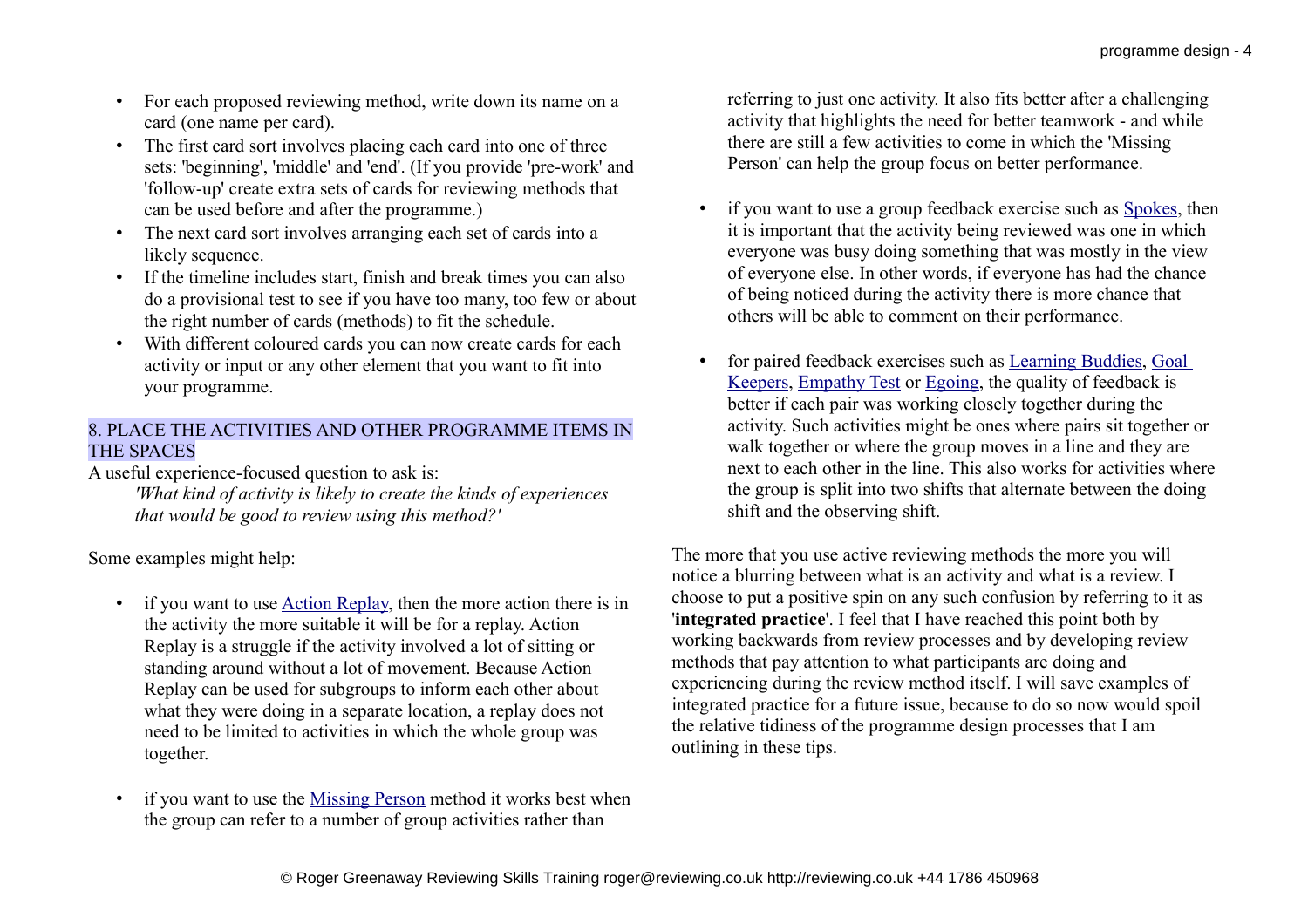- For each proposed reviewing method, write down its name on a card (one name per card).
- The first card sort involves placing each card into one of three sets: 'beginning', 'middle' and 'end'. (If you provide 'pre-work' and 'follow-up' create extra sets of cards for reviewing methods that can be used before and after the programme.)
- The next card sort involves arranging each set of cards into a likely sequence.
- If the timeline includes start, finish and break times you can also do a provisional test to see if you have too many, too few or about the right number of cards (methods) to fit the schedule.
- With different coloured cards you can now create cards for each activity or input or any other element that you want to fit into your programme.

## 8. PLACE THE ACTIVITIES AND OTHER PROGRAMME ITEMS IN THE SPACES

A useful experience-focused question to ask is:

> *'What kind of activity is likely to create the kinds of experiences that would be good to review using this method?'*

Some examples might help:

- if you want to use Action Replay, then the more action there is in the activity the more suitable it will be for a replay. Action Replay is a struggle if the activity involved a lot of sitting or standing around without a lot of movement. Because Action Replay can be used for subgroups to inform each other about what they were doing in a separate location, a replay does not need to be limited to activities in which the whole group was together.

- if you want to use the Missing Person method it works best when the group can refer to a number of group activities rather than referring to just one activity. It also fits better after a challenging activity that highlights the need for better teamwork - and while there are still a few activities to come in which the 'Missing Person' can help the group focus on better performance.

- if you want to use a group feedback exercise such as Spokes, then it is important that the activity being reviewed was one in which everyone was busy doing something that was mostly in the view of everyone else. In other words, if everyone has had the chance of being noticed during the activity there is more chance that others will be able to comment on their performance.

- for paired feedback exercises such as Learning Buddies, Goal Keepers, Empathy Test or Egoing, the quality of feedback is better if each pair was working closely together during the activity. Such activities might be ones where pairs sit together or walk together or where the group moves in a line and they are next to each other in the line. This also works for activities where the group is split into two shifts that alternate between the doing shift and the observing shift.

The more that you use active reviewing methods the more you will notice a blurring between what is an activity and what is a review. I choose to put a positive spin on any such confusion by referring to it as '**integrated practice**'. I feel that I have reached this point both by working backwards from review processes and by developing review methods that pay attention to what participants are doing and experiencing during the review method itself. I will save examples of integrated practice for a future issue, because to do so now would spoil the relative tidiness of the programme design processes that I am outlining in these tips.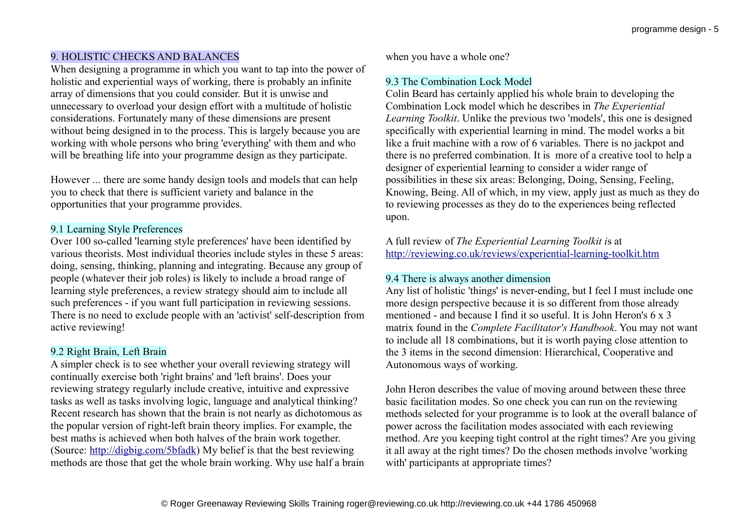## 9. HOLISTIC CHECKS AND BALANCES

When designing a programme in which you want to tap into the power of holistic and experiential ways of working, there is probably an infinite array of dimensions that you could consider. But it is unwise and unnecessary to overload your design effort with a multitude of holistic considerations. Fortunately many of these dimensions are present without being designed in to the process. This is largely because you are working with whole persons who bring 'everything' with them and who will be breathing life into your programme design as they participate.

However ... there are some handy design tools and models that can help you to check that there is sufficient variety and balance in the opportunities that your programme provides.

### 9.1 Learning Style Preferences

Over 100 so-called 'learning style preferences' have been identified by various theorists. Most individual theories include styles in these 5 areas: doing, sensing, thinking, planning and integrating. Because any group of people (whatever their job roles) is likely to include a broad range of learning style preferences, a review strategy should aim to include all such preferences - if you want full participation in reviewing sessions. There is no need to exclude people with an 'activist' self-description from active reviewing!

### 9.2 Right Brain, Left Brain

A simpler check is to see whether your overall reviewing strategy will continually exercise both 'right brains' and 'left brains'. Does your reviewing strategy regularly include creative, intuitive and expressive tasks as well as tasks involving logic, language and analytical thinking? Recent research has shown that the brain is not nearly as dichotomous as the popular version of right-left brain theory implies. For example, the best maths is achieved when both halves of the brain work together. (Source: http://digbig.com/5bfadk) My belief is that the best reviewing methods are those that get the whole brain working. Why use half a brain when you have a whole one?

### 9.3 The Combination Lock Model

Colin Beard has certainly applied his whole brain to developing the Combination Lock model which he describes in *The Experiential Learning Toolkit*. Unlike the previous two 'models', this one is designed specifically with experiential learning in mind. The model works a bit like a fruit machine with a row of 6 variables. There is no jackpot and there is no preferred combination. It is more of a creative tool to help a designer of experiential learning to consider a wider range of possibilities in these six areas: Belonging, Doing, Sensing, Feeling, Knowing, Being. All of which, in my view, apply just as much as they do to reviewing processes as they do to the experiences being reflected upon.

A full review of *The Experiential Learning Toolkit i*s at http://reviewing.co.uk/reviews/experiential-learning-toolkit.htm

### 9.4 There is always another dimension

Any list of holistic 'things' is never-ending, but I feel I must include one more design perspective because it is so different from those already mentioned - and because I find it so useful. It is John Heron's 6 x 3 matrix found in the *Complete Facilitator's Handbook*. You may not want to include all 18 combinations, but it is worth paying close attention to the 3 items in the second dimension: Hierarchical, Cooperative and Autonomous ways of working.

John Heron describes the value of moving around between these three basic facilitation modes. So one check you can run on the reviewing methods selected for your programme is to look at the overall balance of power across the facilitation modes associated with each reviewing method. Are you keeping tight control at the right times? Are you giving it all away at the right times? Do the chosen methods involve 'working with' participants at appropriate times?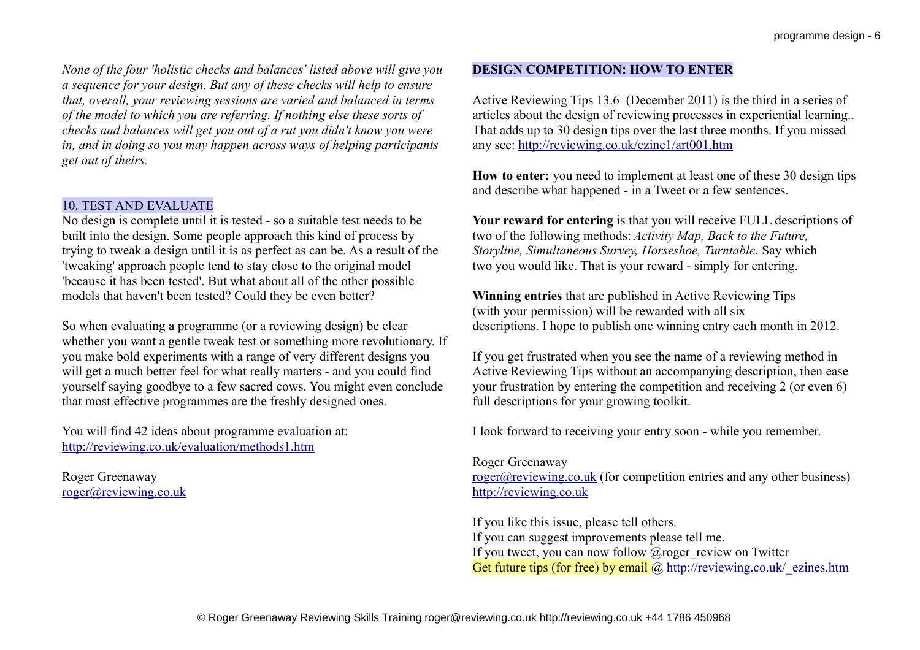*None of the four 'holistic checks and balances' listed above will give you a sequence for your design. But any of these checks will help to ensure that, overall, your reviewing sessions are varied and balanced in terms of the model to which you are referring. If nothing else these sorts of checks and balances will get you out of a rut you didn't know you were in, and in doing so you may happen across ways of helping participants get out of theirs.*

## 10. TEST AND EVALUATE

No design is complete until it is tested - so a suitable test needs to be built into the design. Some people approach this kind of process by trying to tweak a design until it is as perfect as can be. As a result of the 'tweaking' approach people tend to stay close to the original model 'because it has been tested'. But what about all of the other possible models that haven't been tested? Could they be even better?

So when evaluating a programme (or a reviewing design) be clear whether you want a gentle tweak test or something more revolutionary. If you make bold experiments with a range of very different designs you will get a much better feel for what really matters - and you could find yourself saying goodbye to a few sacred cows. You might even conclude that most effective programmes are the freshly designed ones.

You will find 42 ideas about programme evaluation at: http://reviewing.co.uk/evaluation/methods1.htm

Roger Greenaway
roger@reviewing.co.uk

## DESIGN COMPETITION: HOW TO ENTER

Active Reviewing Tips 13.6 (December 2011) is the third in a series of articles about the design of reviewing processes in experiential learning.. That adds up to 30 design tips over the last three months. If you missed any see: http://reviewing.co.uk/ezine1/art001.htm

**How to enter:** you need to implement at least one of these 30 design tips and describe what happened - in a Tweet or a few sentences.

**Your reward for entering** is that you will receive FULL descriptions of two of the following methods: *Activity Map, Back to the Future, Storyline, Simultaneous Survey, Horseshoe, Turntable*. Say which two you would like. That is your reward - simply for entering.

**Winning entries** that are published in Active Reviewing Tips (with your permission) will be rewarded with all six descriptions. I hope to publish one winning entry each month in 2012.

If you get frustrated when you see the name of a reviewing method in Active Reviewing Tips without an accompanying description, then ease your frustration by entering the competition and receiving 2 (or even 6) full descriptions for your growing toolkit.

I look forward to receiving your entry soon - while you remember.

Roger Greenaway
roger@reviewing.co.uk (for competition entries and any other business)
http://reviewing.co.uk

If you like this issue, please tell others.
If you can suggest improvements please tell me.
If you tweet, you can now follow @roger_review on Twitter
Get future tips (for free) by email @ http://reviewing.co.uk/_ezines.htm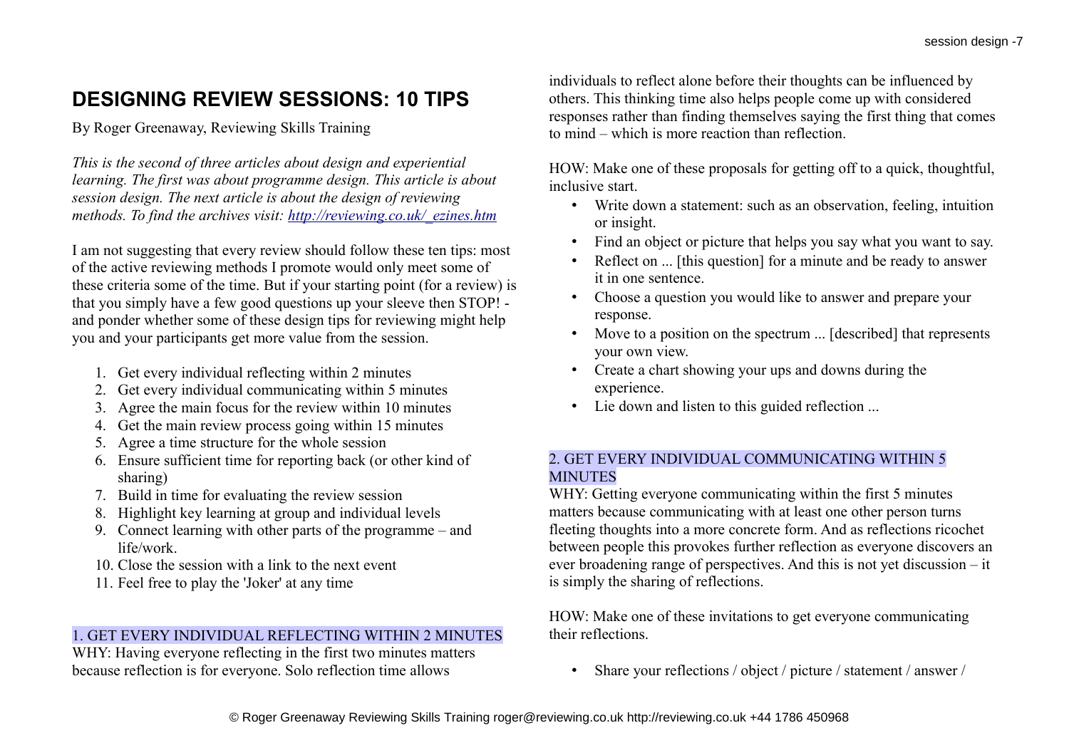# DESIGNING REVIEW SESSIONS: 10 TIPS

By Roger Greenaway, Reviewing Skills Training

*This is the second of three articles about design and experiential learning. The first was about programme design. This article is about session design. The next article is about the design of reviewing methods. To find the archives visit: [http://reviewing.co.uk/_ezines.htm](http://reviewing.co.uk/_ezines.htm)*

I am not suggesting that every review should follow these ten tips: most of the active reviewing methods I promote would only meet some of these criteria some of the time. But if your starting point (for a review) is that you simply have a few good questions up your sleeve then STOP! - and ponder whether some of these design tips for reviewing might help you and your participants get more value from the session.

1. Get every individual reflecting within 2 minutes
2. Get every individual communicating within 5 minutes
3. Agree the main focus for the review within 10 minutes
4. Get the main review process going within 15 minutes
5. Agree a time structure for the whole session
6. Ensure sufficient time for reporting back (or other kind of sharing)
7. Build in time for evaluating the review session
8. Highlight key learning at group and individual levels
9. Connect learning with other parts of the programme – and life/work.
10. Close the session with a link to the next event
11. Feel free to play the 'Joker' at any time

## 1. GET EVERY INDIVIDUAL REFLECTING WITHIN 2 MINUTES

WHY: Having everyone reflecting in the first two minutes matters because reflection is for everyone. Solo reflection time allows individuals to reflect alone before their thoughts can be influenced by others. This thinking time also helps people come up with considered responses rather than finding themselves saying the first thing that comes to mind – which is more reaction than reflection.

HOW: Make one of these proposals for getting off to a quick, thoughtful, inclusive start.

- Write down a statement: such as an observation, feeling, intuition or insight.
- Find an object or picture that helps you say what you want to say.
- Reflect on ... [this question] for a minute and be ready to answer it in one sentence.
- Choose a question you would like to answer and prepare your response.
- Move to a position on the spectrum ... [described] that represents your own view.
- Create a chart showing your ups and downs during the experience.
- Lie down and listen to this guided reflection ...

## 2. GET EVERY INDIVIDUAL COMMUNICATING WITHIN 5 MINUTES

WHY: Getting everyone communicating within the first 5 minutes matters because communicating with at least one other person turns fleeting thoughts into a more concrete form. And as reflections ricochet between people this provokes further reflection as everyone discovers an ever broadening range of perspectives. And this is not yet discussion – it is simply the sharing of reflections.

HOW: Make one of these invitations to get everyone communicating their reflections.

- Share your reflections / object / picture / statement / answer /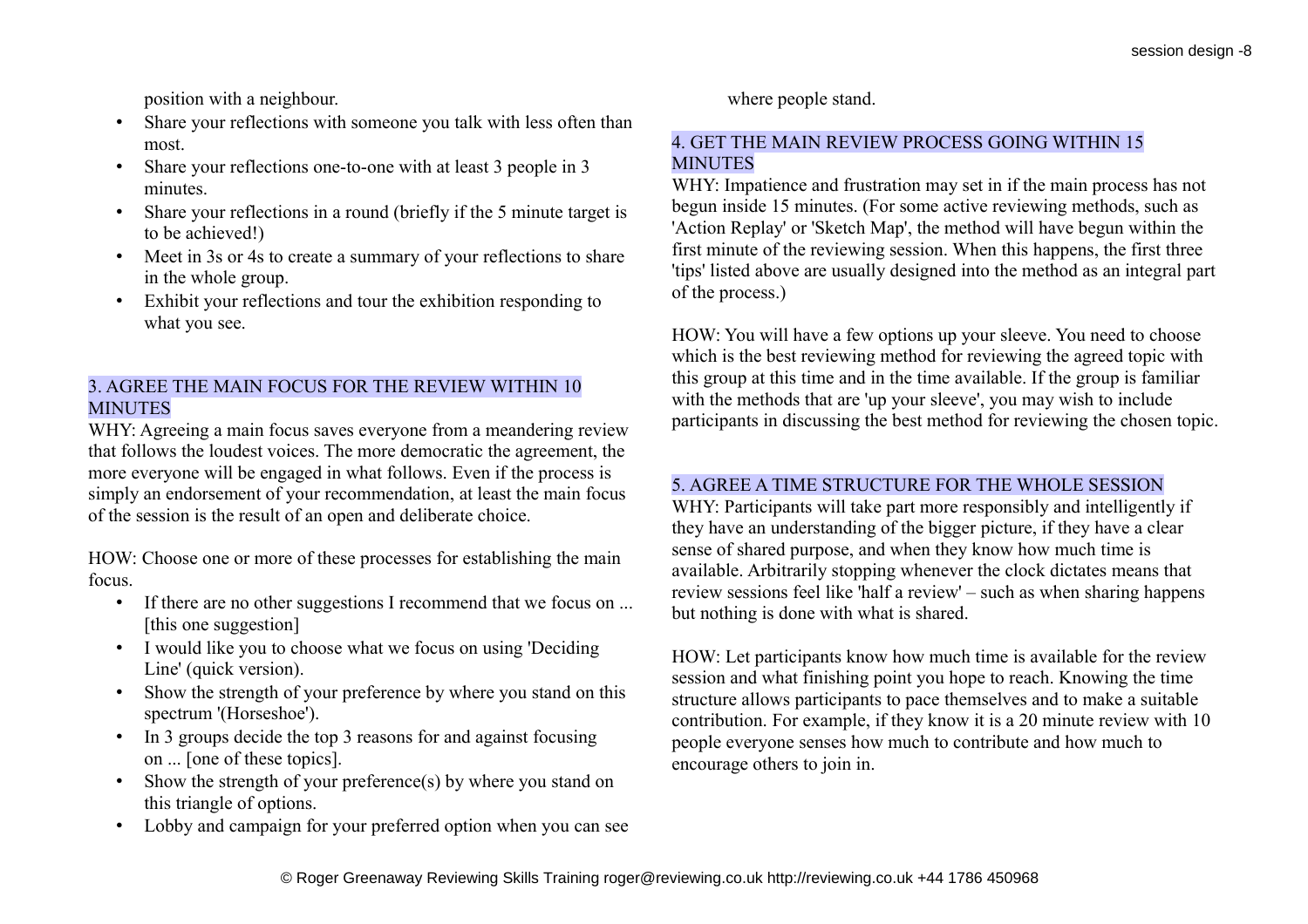position with a neighbour.

- Share your reflections with someone you talk with less often than most.
- Share your reflections one-to-one with at least 3 people in 3 minutes.
- Share your reflections in a round (briefly if the 5 minute target is to be achieved!)
- Meet in 3s or 4s to create a summary of your reflections to share in the whole group.
- Exhibit your reflections and tour the exhibition responding to what you see.

### 3. AGREE THE MAIN FOCUS FOR THE REVIEW WITHIN 10 MINUTES

WHY: Agreeing a main focus saves everyone from a meandering review that follows the loudest voices. The more democratic the agreement, the more everyone will be engaged in what follows. Even if the process is simply an endorsement of your recommendation, at least the main focus of the session is the result of an open and deliberate choice.

HOW: Choose one or more of these processes for establishing the main focus.

- If there are no other suggestions I recommend that we focus on ... [this one suggestion]
- I would like you to choose what we focus on using 'Deciding Line' (quick version).
- Show the strength of your preference by where you stand on this spectrum '(Horseshoe').
- In 3 groups decide the top 3 reasons for and against focusing on ... [one of these topics].
- Show the strength of your preference(s) by where you stand on this triangle of options.
- Lobby and campaign for your preferred option when you can see where people stand.

### 4. GET THE MAIN REVIEW PROCESS GOING WITHIN 15 MINUTES

WHY: Impatience and frustration may set in if the main process has not begun inside 15 minutes. (For some active reviewing methods, such as 'Action Replay' or 'Sketch Map', the method will have begun within the first minute of the reviewing session. When this happens, the first three 'tips' listed above are usually designed into the method as an integral part of the process.)

HOW: You will have a few options up your sleeve. You need to choose which is the best reviewing method for reviewing the agreed topic with this group at this time and in the time available. If the group is familiar with the methods that are 'up your sleeve', you may wish to include participants in discussing the best method for reviewing the chosen topic.

### 5. AGREE A TIME STRUCTURE FOR THE WHOLE SESSION

WHY: Participants will take part more responsibly and intelligently if they have an understanding of the bigger picture, if they have a clear sense of shared purpose, and when they know how much time is available. Arbitrarily stopping whenever the clock dictates means that review sessions feel like 'half a review' – such as when sharing happens but nothing is done with what is shared.

HOW: Let participants know how much time is available for the review session and what finishing point you hope to reach. Knowing the time structure allows participants to pace themselves and to make a suitable contribution. For example, if they know it is a 20 minute review with 10 people everyone senses how much to contribute and how much to encourage others to join in.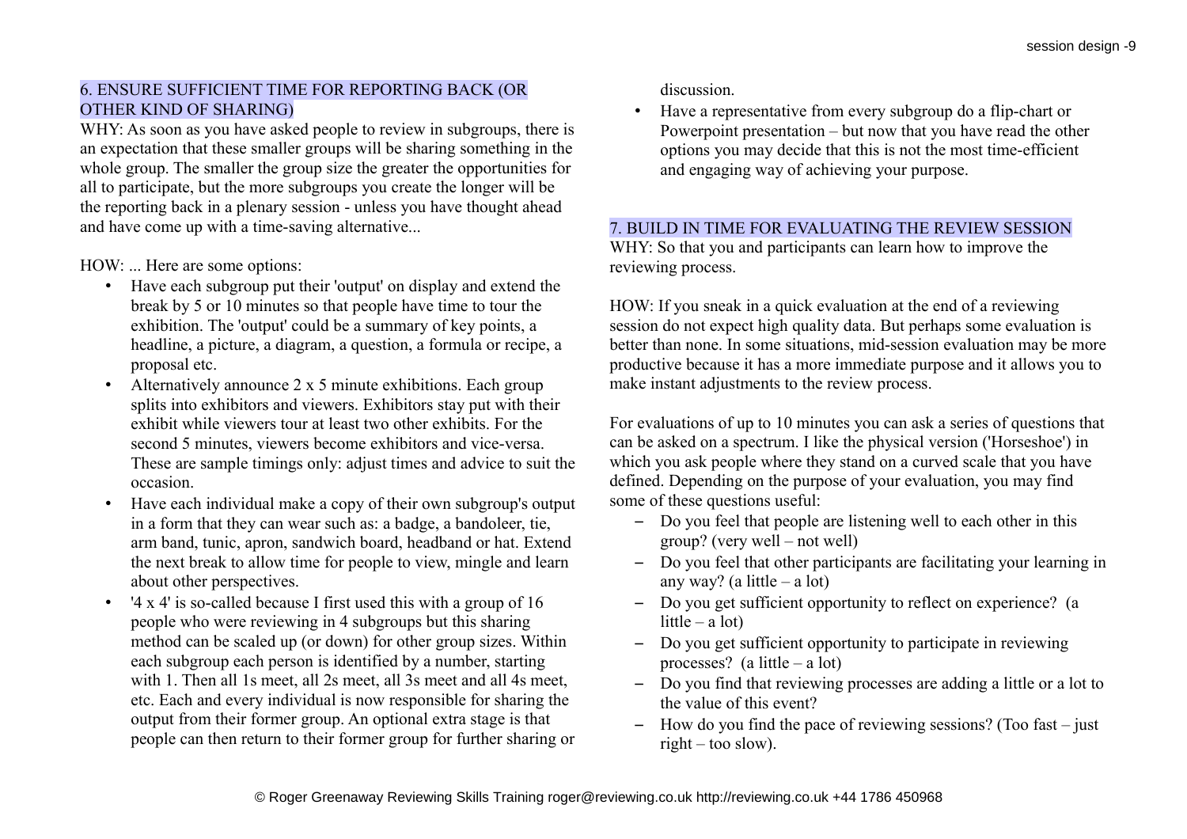## 6. ENSURE SUFFICIENT TIME FOR REPORTING BACK (OR OTHER KIND OF SHARING)

WHY: As soon as you have asked people to review in subgroups, there is an expectation that these smaller groups will be sharing something in the whole group. The smaller the group size the greater the opportunities for all to participate, but the more subgroups you create the longer will be the reporting back in a plenary session - unless you have thought ahead and have come up with a time-saving alternative...

HOW: ... Here are some options:

- Have each subgroup put their 'output' on display and extend the break by 5 or 10 minutes so that people have time to tour the exhibition. The 'output' could be a summary of key points, a headline, a picture, a diagram, a question, a formula or recipe, a proposal etc.
- Alternatively announce 2 x 5 minute exhibitions. Each group splits into exhibitors and viewers. Exhibitors stay put with their exhibit while viewers tour at least two other exhibits. For the second 5 minutes, viewers become exhibitors and vice-versa. These are sample timings only: adjust times and advice to suit the occasion.
- Have each individual make a copy of their own subgroup's output in a form that they can wear such as: a badge, a bandoleer, tie, arm band, tunic, apron, sandwich board, headband or hat. Extend the next break to allow time for people to view, mingle and learn about other perspectives.
- '4 x 4' is so-called because I first used this with a group of 16 people who were reviewing in 4 subgroups but this sharing method can be scaled up (or down) for other group sizes. Within each subgroup each person is identified by a number, starting with 1. Then all 1s meet, all 2s meet, all 3s meet and all 4s meet, etc. Each and every individual is now responsible for sharing the output from their former group. An optional extra stage is that people can then return to their former group for further sharing or discussion.
- Have a representative from every subgroup do a flip-chart or Powerpoint presentation – but now that you have read the other options you may decide that this is not the most time-efficient and engaging way of achieving your purpose.

## 7. BUILD IN TIME FOR EVALUATING THE REVIEW SESSION

WHY: So that you and participants can learn how to improve the reviewing process.

HOW: If you sneak in a quick evaluation at the end of a reviewing session do not expect high quality data. But perhaps some evaluation is better than none. In some situations, mid-session evaluation may be more productive because it has a more immediate purpose and it allows you to make instant adjustments to the review process.

For evaluations of up to 10 minutes you can ask a series of questions that can be asked on a spectrum. I like the physical version ('Horseshoe') in which you ask people where they stand on a curved scale that you have defined. Depending on the purpose of your evaluation, you may find some of these questions useful:

- Do you feel that people are listening well to each other in this group? (very well – not well)
- Do you feel that other participants are facilitating your learning in any way? (a little – a lot)
- Do you get sufficient opportunity to reflect on experience? (a little – a lot)
- Do you get sufficient opportunity to participate in reviewing processes? (a little – a lot)
- Do you find that reviewing processes are adding a little or a lot to the value of this event?
- How do you find the pace of reviewing sessions? (Too fast – just right – too slow).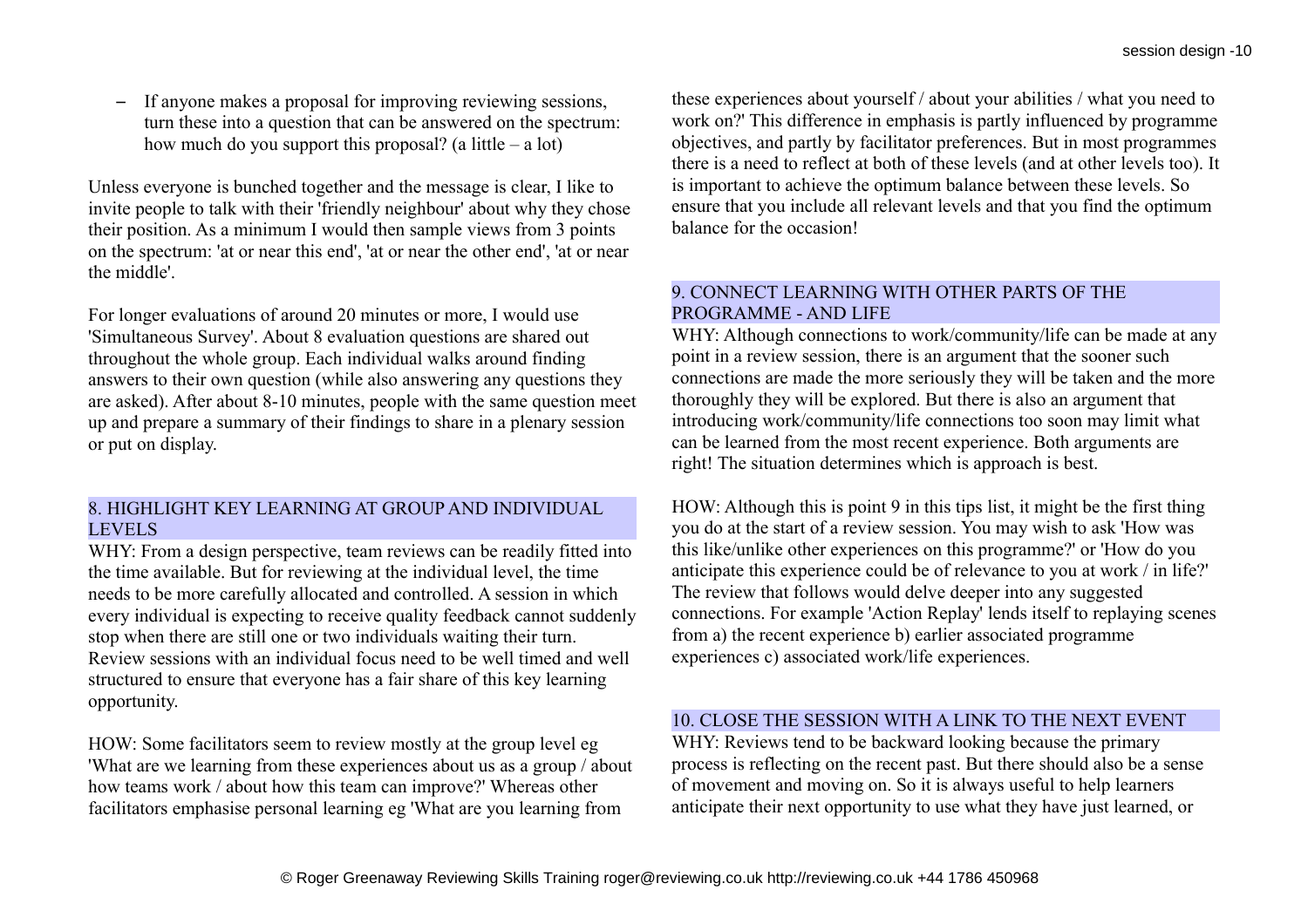- If anyone makes a proposal for improving reviewing sessions, turn these into a question that can be answered on the spectrum: how much do you support this proposal? (a little – a lot)

Unless everyone is bunched together and the message is clear, I like to invite people to talk with their 'friendly neighbour' about why they chose their position. As a minimum I would then sample views from 3 points on the spectrum: 'at or near this end', 'at or near the other end', 'at or near the middle'.

For longer evaluations of around 20 minutes or more, I would use 'Simultaneous Survey'. About 8 evaluation questions are shared out throughout the whole group. Each individual walks around finding answers to their own question (while also answering any questions they are asked). After about 8-10 minutes, people with the same question meet up and prepare a summary of their findings to share in a plenary session or put on display.

## 8. HIGHLIGHT KEY LEARNING AT GROUP AND INDIVIDUAL LEVELS

WHY: From a design perspective, team reviews can be readily fitted into the time available. But for reviewing at the individual level, the time needs to be more carefully allocated and controlled. A session in which every individual is expecting to receive quality feedback cannot suddenly stop when there are still one or two individuals waiting their turn. Review sessions with an individual focus need to be well timed and well structured to ensure that everyone has a fair share of this key learning opportunity.

HOW: Some facilitators seem to review mostly at the group level eg 'What are we learning from these experiences about us as a group / about how teams work / about how this team can improve?' Whereas other facilitators emphasise personal learning eg 'What are you learning from these experiences about yourself / about your abilities / what you need to work on?' This difference in emphasis is partly influenced by programme objectives, and partly by facilitator preferences. But in most programmes there is a need to reflect at both of these levels (and at other levels too). It is important to achieve the optimum balance between these levels. So ensure that you include all relevant levels and that you find the optimum balance for the occasion!

## 9. CONNECT LEARNING WITH OTHER PARTS OF THE PROGRAMME - AND LIFE

WHY: Although connections to work/community/life can be made at any point in a review session, there is an argument that the sooner such connections are made the more seriously they will be taken and the more thoroughly they will be explored. But there is also an argument that introducing work/community/life connections too soon may limit what can be learned from the most recent experience. Both arguments are right! The situation determines which is approach is best.

HOW: Although this is point 9 in this tips list, it might be the first thing you do at the start of a review session. You may wish to ask 'How was this like/unlike other experiences on this programme?' or 'How do you anticipate this experience could be of relevance to you at work / in life?' The review that follows would delve deeper into any suggested connections. For example 'Action Replay' lends itself to replaying scenes from a) the recent experience b) earlier associated programme experiences c) associated work/life experiences.

## 10. CLOSE THE SESSION WITH A LINK TO THE NEXT EVENT

WHY: Reviews tend to be backward looking because the primary process is reflecting on the recent past. But there should also be a sense of movement and moving on. So it is always useful to help learners anticipate their next opportunity to use what they have just learned, or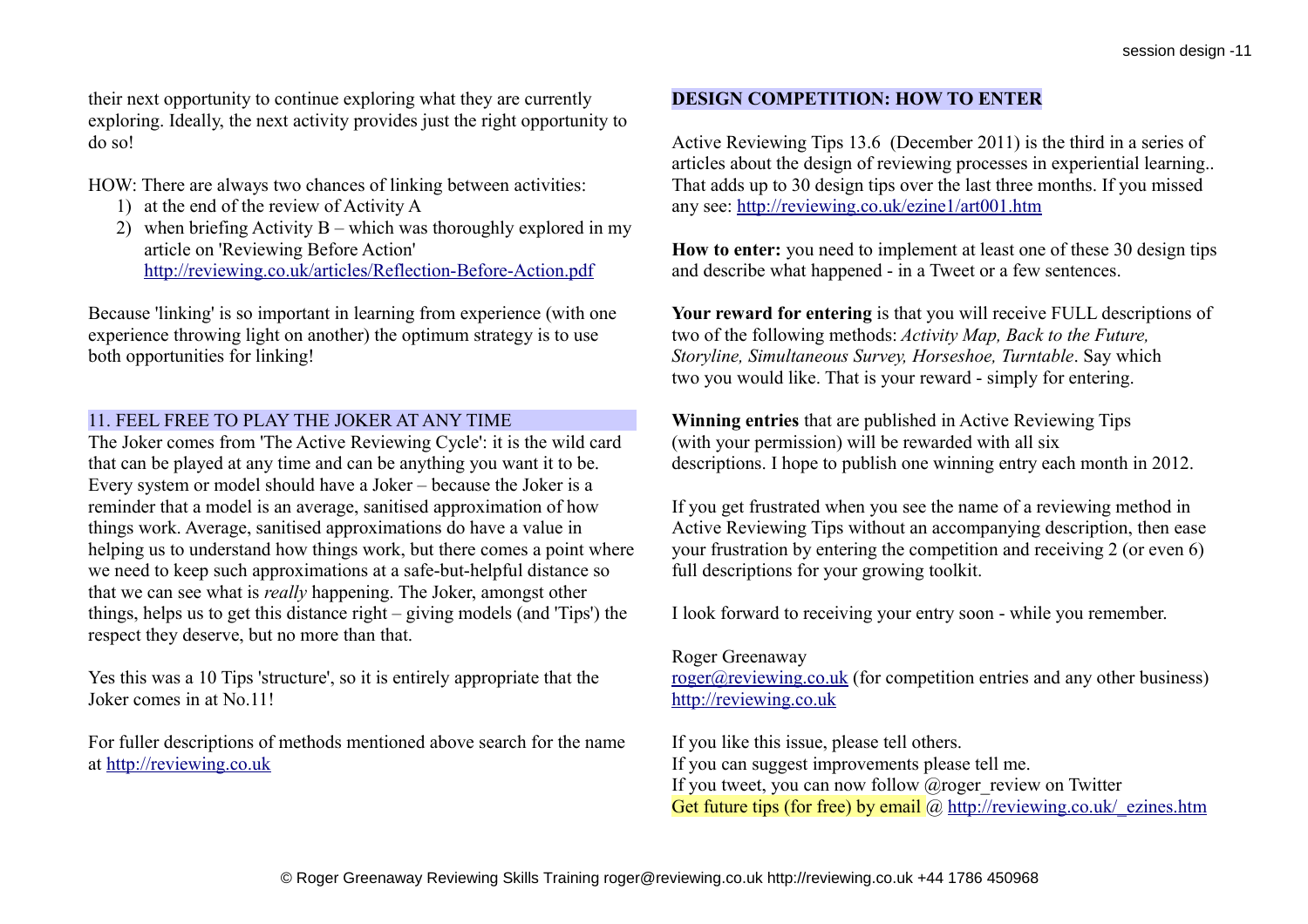their next opportunity to continue exploring what they are currently exploring. Ideally, the next activity provides just the right opportunity to do so!

HOW: There are always two chances of linking between activities:

1) at the end of the review of Activity A
2) when briefing Activity B – which was thoroughly explored in my article on 'Reviewing Before Action' http://reviewing.co.uk/articles/Reflection-Before-Action.pdf

Because 'linking' is so important in learning from experience (with one experience throwing light on another) the optimum strategy is to use both opportunities for linking!

## 11. FEEL FREE TO PLAY THE JOKER AT ANY TIME

The Joker comes from 'The Active Reviewing Cycle': it is the wild card that can be played at any time and can be anything you want it to be. Every system or model should have a Joker – because the Joker is a reminder that a model is an average, sanitised approximation of how things work. Average, sanitised approximations do have a value in helping us to understand how things work, but there comes a point where we need to keep such approximations at a safe-but-helpful distance so that we can see what is *really* happening. The Joker, amongst other things, helps us to get this distance right – giving models (and 'Tips') the respect they deserve, but no more than that.

Yes this was a 10 Tips 'structure', so it is entirely appropriate that the Joker comes in at No.11!

For fuller descriptions of methods mentioned above search for the name at http://reviewing.co.uk

## DESIGN COMPETITION: HOW TO ENTER

Active Reviewing Tips 13.6 (December 2011) is the third in a series of articles about the design of reviewing processes in experiential learning.. That adds up to 30 design tips over the last three months. If you missed any see: http://reviewing.co.uk/ezine1/art001.htm

**How to enter:** you need to implement at least one of these 30 design tips and describe what happened - in a Tweet or a few sentences.

**Your reward for entering** is that you will receive FULL descriptions of two of the following methods: *Activity Map, Back to the Future, Storyline, Simultaneous Survey, Horseshoe, Turntable*. Say which two you would like. That is your reward - simply for entering.

**Winning entries** that are published in Active Reviewing Tips (with your permission) will be rewarded with all six descriptions. I hope to publish one winning entry each month in 2012.

If you get frustrated when you see the name of a reviewing method in Active Reviewing Tips without an accompanying description, then ease your frustration by entering the competition and receiving 2 (or even 6) full descriptions for your growing toolkit.

I look forward to receiving your entry soon - while you remember.

Roger Greenaway
roger@reviewing.co.uk (for competition entries and any other business)
http://reviewing.co.uk

If you like this issue, please tell others.
If you can suggest improvements please tell me.
If you tweet, you can now follow @roger_review on Twitter
Get future tips (for free) by email @ http://reviewing.co.uk/_ezines.htm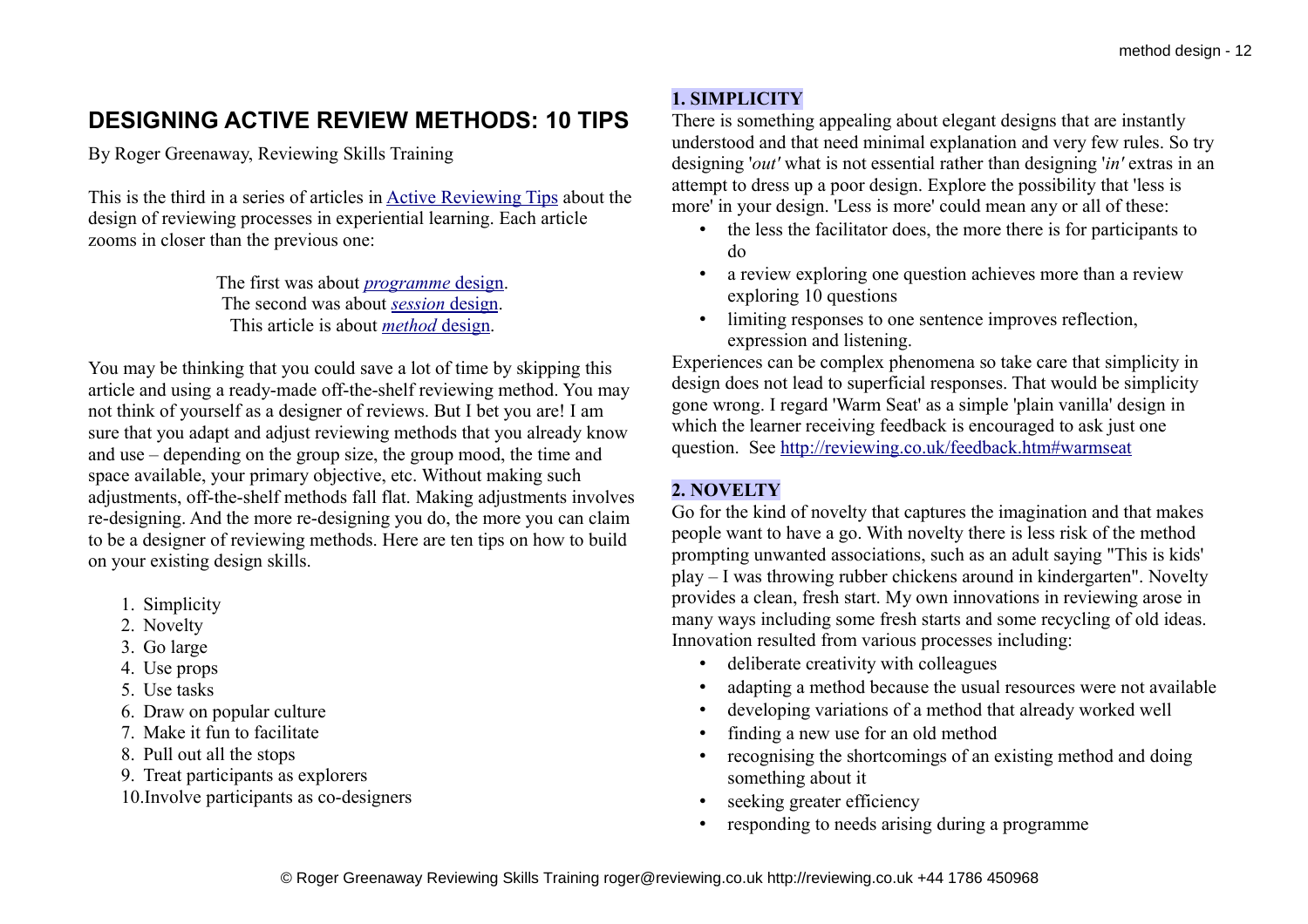# DESIGNING ACTIVE REVIEW METHODS: 10 TIPS

By Roger Greenaway, Reviewing Skills Training

This is the third in a series of articles in Active Reviewing Tips about the design of reviewing processes in experiential learning. Each article zooms in closer than the previous one:

The first was about *programme* design.
The second was about *session* design.
This article is about *method* design.

You may be thinking that you could save a lot of time by skipping this article and using a ready-made off-the-shelf reviewing method. You may not think of yourself as a designer of reviews. But I bet you are! I am sure that you adapt and adjust reviewing methods that you already know and use – depending on the group size, the group mood, the time and space available, your primary objective, etc. Without making such adjustments, off-the-shelf methods fall flat. Making adjustments involves re-designing. And the more re-designing you do, the more you can claim to be a designer of reviewing methods. Here are ten tips on how to build on your existing design skills.

1. Simplicity
2. Novelty
3. Go large
4. Use props
5. Use tasks
6. Draw on popular culture
7. Make it fun to facilitate
8. Pull out all the stops
9. Treat participants as explorers
10. Involve participants as co-designers

**1. SIMPLICITY**

There is something appealing about elegant designs that are instantly understood and that need minimal explanation and very few rules. So try designing '*out'* what is not essential rather than designing '*in'* extras in an attempt to dress up a poor design. Explore the possibility that 'less is more' in your design. 'Less is more' could mean any or all of these:

- the less the facilitator does, the more there is for participants to do
- a review exploring one question achieves more than a review exploring 10 questions
- limiting responses to one sentence improves reflection, expression and listening.

Experiences can be complex phenomena so take care that simplicity in design does not lead to superficial responses. That would be simplicity gone wrong. I regard 'Warm Seat' as a simple 'plain vanilla' design in which the learner receiving feedback is encouraged to ask just one question. See http://reviewing.co.uk/feedback.htm#warmseat

**2. NOVELTY**

Go for the kind of novelty that captures the imagination and that makes people want to have a go. With novelty there is less risk of the method prompting unwanted associations, such as an adult saying "This is kids' play – I was throwing rubber chickens around in kindergarten". Novelty provides a clean, fresh start. My own innovations in reviewing arose in many ways including some fresh starts and some recycling of old ideas. Innovation resulted from various processes including:

- deliberate creativity with colleagues
- adapting a method because the usual resources were not available
- developing variations of a method that already worked well
- finding a new use for an old method
- recognising the shortcomings of an existing method and doing something about it
- seeking greater efficiency
- responding to needs arising during a programme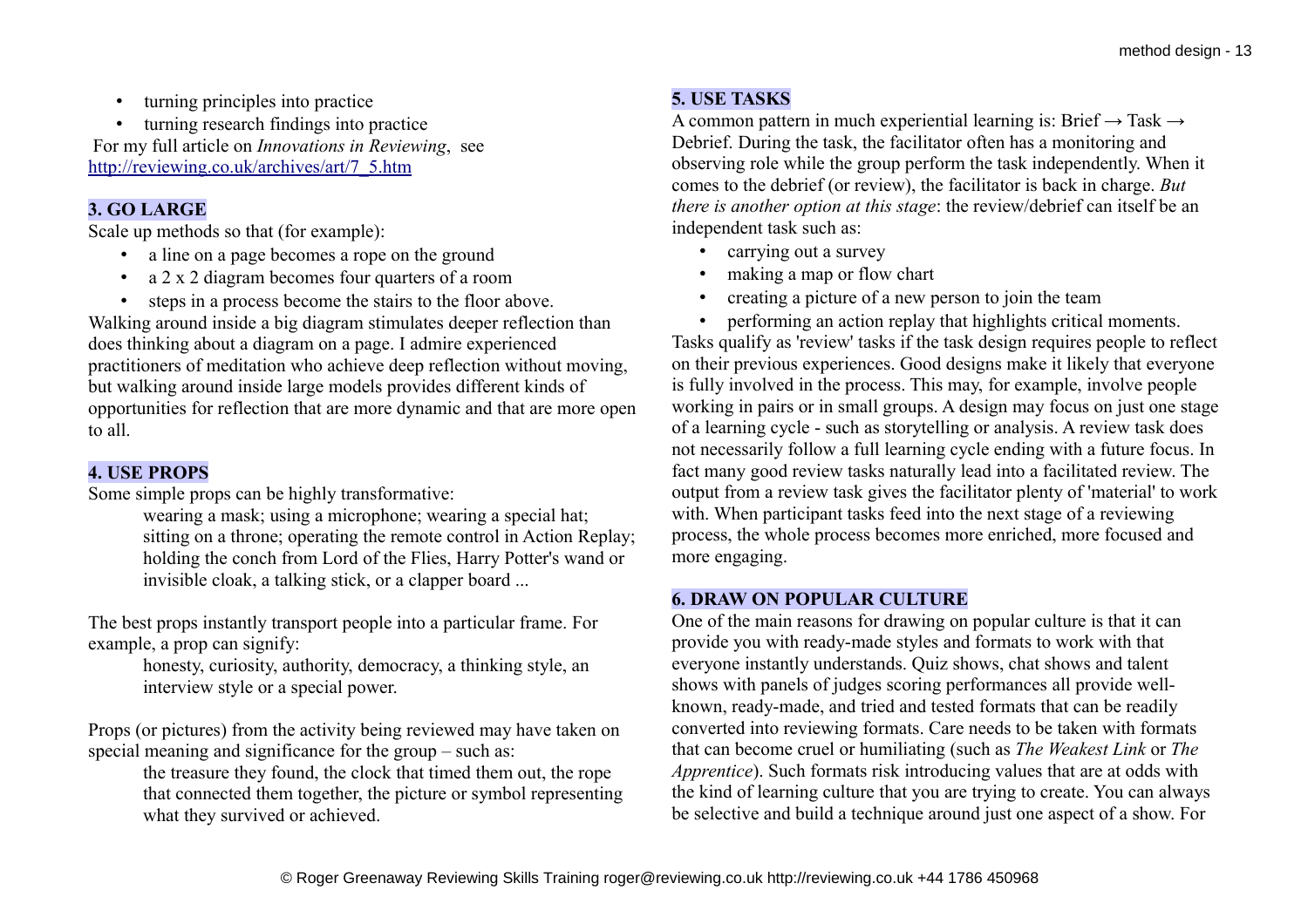- turning principles into practice
- turning research findings into practice

For my full article on *Innovations in Reviewing*, see [http://reviewing.co.uk/archives/art/7_5.htm](http://reviewing.co.uk/archives/art/7_5.htm)

### 3. GO LARGE

Scale up methods so that (for example):

- a line on a page becomes a rope on the ground
- a 2 x 2 diagram becomes four quarters of a room
- steps in a process become the stairs to the floor above.

Walking around inside a big diagram stimulates deeper reflection than does thinking about a diagram on a page. I admire experienced practitioners of meditation who achieve deep reflection without moving, but walking around inside large models provides different kinds of opportunities for reflection that are more dynamic and that are more open to all.

### 4. USE PROPS

Some simple props can be highly transformative:

> wearing a mask; using a microphone; wearing a special hat; sitting on a throne; operating the remote control in Action Replay; holding the conch from Lord of the Flies, Harry Potter's wand or invisible cloak, a talking stick, or a clapper board ...

The best props instantly transport people into a particular frame. For example, a prop can signify:

> honesty, curiosity, authority, democracy, a thinking style, an interview style or a special power.

Props (or pictures) from the activity being reviewed may have taken on special meaning and significance for the group – such as:

> the treasure they found, the clock that timed them out, the rope that connected them together, the picture or symbol representing what they survived or achieved.

### 5. USE TASKS

A common pattern in much experiential learning is: Brief → Task → Debrief. During the task, the facilitator often has a monitoring and observing role while the group perform the task independently. When it comes to the debrief (or review), the facilitator is back in charge. *But there is another option at this stage*: the review/debrief can itself be an independent task such as:

- carrying out a survey
- making a map or flow chart
- creating a picture of a new person to join the team
- performing an action replay that highlights critical moments.

Tasks qualify as 'review' tasks if the task design requires people to reflect on their previous experiences. Good designs make it likely that everyone is fully involved in the process. This may, for example, involve people working in pairs or in small groups. A design may focus on just one stage of a learning cycle - such as storytelling or analysis. A review task does not necessarily follow a full learning cycle ending with a future focus. In fact many good review tasks naturally lead into a facilitated review. The output from a review task gives the facilitator plenty of 'material' to work with. When participant tasks feed into the next stage of a reviewing process, the whole process becomes more enriched, more focused and more engaging.

### 6. DRAW ON POPULAR CULTURE

One of the main reasons for drawing on popular culture is that it can provide you with ready-made styles and formats to work with that everyone instantly understands. Quiz shows, chat shows and talent shows with panels of judges scoring performances all provide well-known, ready-made, and tried and tested formats that can be readily converted into reviewing formats. Care needs to be taken with formats that can become cruel or humiliating (such as *The Weakest Link* or *The Apprentice*). Such formats risk introducing values that are at odds with the kind of learning culture that you are trying to create. You can always be selective and build a technique around just one aspect of a show. For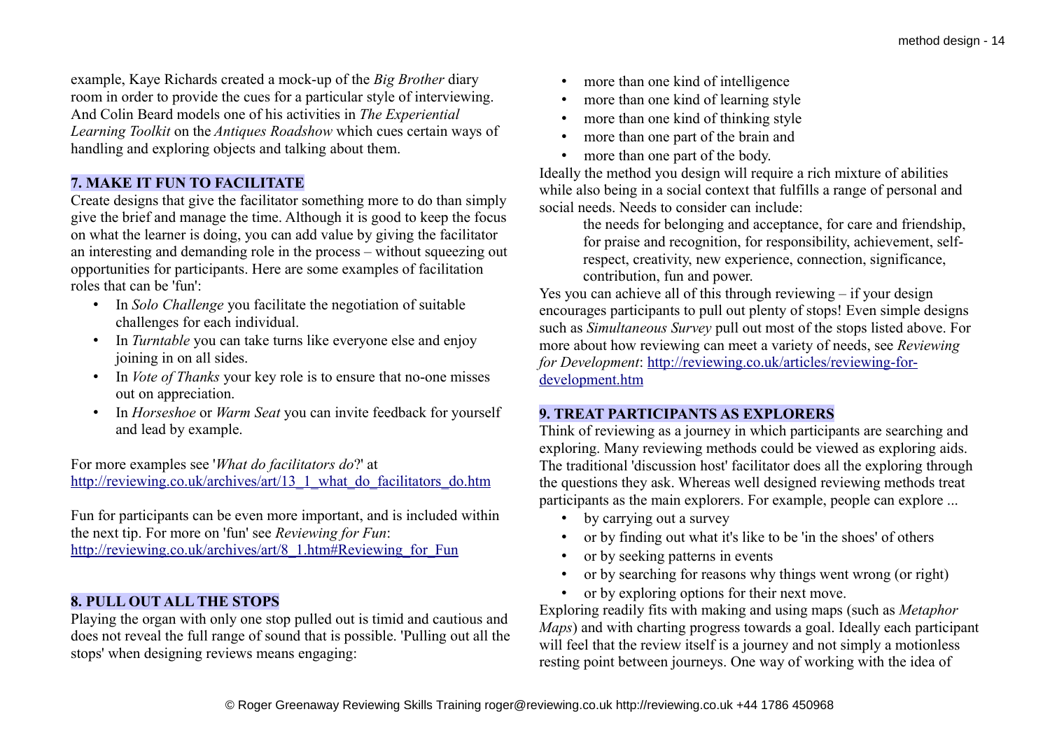example, Kaye Richards created a mock-up of the *Big Brother* diary room in order to provide the cues for a particular style of interviewing. And Colin Beard models one of his activities in *The Experiential Learning Toolkit* on the *Antiques Roadshow* which cues certain ways of handling and exploring objects and talking about them.

## 7. MAKE IT FUN TO FACILITATE

Create designs that give the facilitator something more to do than simply give the brief and manage the time. Although it is good to keep the focus on what the learner is doing, you can add value by giving the facilitator an interesting and demanding role in the process – without squeezing out opportunities for participants. Here are some examples of facilitation roles that can be 'fun':

- In *Solo Challenge* you facilitate the negotiation of suitable challenges for each individual.
- In *Turntable* you can take turns like everyone else and enjoy joining in on all sides.
- In *Vote of Thanks* your key role is to ensure that no-one misses out on appreciation.
- In *Horseshoe* or *Warm Seat* you can invite feedback for yourself and lead by example.

For more examples see '*What do facilitators do*?' at http://reviewing.co.uk/archives/art/13_1_what_do_facilitators_do.htm

Fun for participants can be even more important, and is included within the next tip. For more on 'fun' see *Reviewing for Fun*: http://reviewing.co.uk/archives/art/8_1.htm#Reviewing_for_Fun

## 8. PULL OUT ALL THE STOPS

Playing the organ with only one stop pulled out is timid and cautious and does not reveal the full range of sound that is possible. 'Pulling out all the stops' when designing reviews means engaging:

- more than one kind of intelligence
- more than one kind of learning style
- more than one kind of thinking style
- more than one part of the brain and
- more than one part of the body.

Ideally the method you design will require a rich mixture of abilities while also being in a social context that fulfills a range of personal and social needs. Needs to consider can include:

> the needs for belonging and acceptance, for care and friendship, for praise and recognition, for responsibility, achievement, self-respect, creativity, new experience, connection, significance, contribution, fun and power.

Yes you can achieve all of this through reviewing – if your design encourages participants to pull out plenty of stops! Even simple designs such as *Simultaneous Survey* pull out most of the stops listed above. For more about how reviewing can meet a variety of needs, see *Reviewing for Development*: http://reviewing.co.uk/articles/reviewing-for-development.htm

## 9. TREAT PARTICIPANTS AS EXPLORERS

Think of reviewing as a journey in which participants are searching and exploring. Many reviewing methods could be viewed as exploring aids. The traditional 'discussion host' facilitator does all the exploring through the questions they ask. Whereas well designed reviewing methods treat participants as the main explorers. For example, people can explore ...

- by carrying out a survey
- or by finding out what it's like to be 'in the shoes' of others
- or by seeking patterns in events
- or by searching for reasons why things went wrong (or right)
- or by exploring options for their next move.

Exploring readily fits with making and using maps (such as *Metaphor Maps*) and with charting progress towards a goal. Ideally each participant will feel that the review itself is a journey and not simply a motionless resting point between journeys. One way of working with the idea of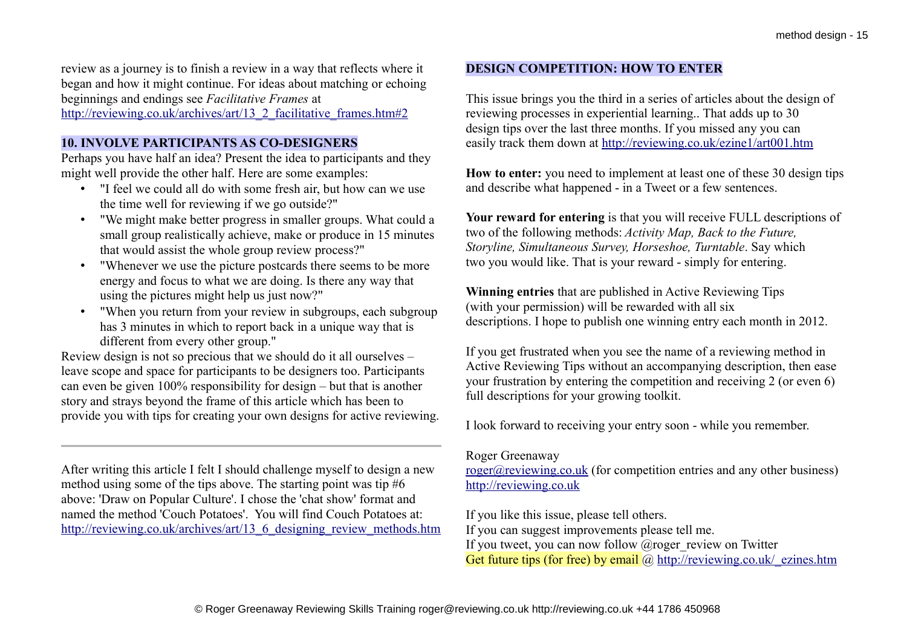review as a journey is to finish a review in a way that reflects where it began and how it might continue. For ideas about matching or echoing beginnings and endings see *Facilitative Frames* at http://reviewing.co.uk/archives/art/13_2_facilitative_frames.htm#2

### 10. INVOLVE PARTICIPANTS AS CO-DESIGNERS

Perhaps you have half an idea? Present the idea to participants and they might well provide the other half. Here are some examples:

- "I feel we could all do with some fresh air, but how can we use the time well for reviewing if we go outside?"
- "We might make better progress in smaller groups. What could a small group realistically achieve, make or produce in 15 minutes that would assist the whole group review process?"
- "Whenever we use the picture postcards there seems to be more energy and focus to what we are doing. Is there any way that using the pictures might help us just now?"
- "When you return from your review in subgroups, each subgroup has 3 minutes in which to report back in a unique way that is different from every other group."

Review design is not so precious that we should do it all ourselves – leave scope and space for participants to be designers too. Participants can even be given 100% responsibility for design – but that is another story and strays beyond the frame of this article which has been to provide you with tips for creating your own designs for active reviewing.

---

After writing this article I felt I should challenge myself to design a new method using some of the tips above. The starting point was tip #6 above: 'Draw on Popular Culture'. I chose the 'chat show' format and named the method 'Couch Potatoes'. You will find Couch Potatoes at: http://reviewing.co.uk/archives/art/13_6_designing_review_methods.htm

### DESIGN COMPETITION: HOW TO ENTER

This issue brings you the third in a series of articles about the design of reviewing processes in experiential learning.. That adds up to 30 design tips over the last three months. If you missed any you can easily track them down at http://reviewing.co.uk/ezine1/art001.htm

**How to enter:** you need to implement at least one of these 30 design tips and describe what happened - in a Tweet or a few sentences.

**Your reward for entering** is that you will receive FULL descriptions of two of the following methods: *Activity Map, Back to the Future, Storyline, Simultaneous Survey, Horseshoe, Turntable*. Say which two you would like. That is your reward - simply for entering.

**Winning entries** that are published in Active Reviewing Tips (with your permission) will be rewarded with all six descriptions. I hope to publish one winning entry each month in 2012.

If you get frustrated when you see the name of a reviewing method in Active Reviewing Tips without an accompanying description, then ease your frustration by entering the competition and receiving 2 (or even 6) full descriptions for your growing toolkit.

I look forward to receiving your entry soon - while you remember.

Roger Greenaway
roger@reviewing.co.uk (for competition entries and any other business)
http://reviewing.co.uk

If you like this issue, please tell others.
If you can suggest improvements please tell me.
If you tweet, you can now follow @roger_review on Twitter
Get future tips (for free) by email @ http://reviewing.co.uk/_ezines.htm